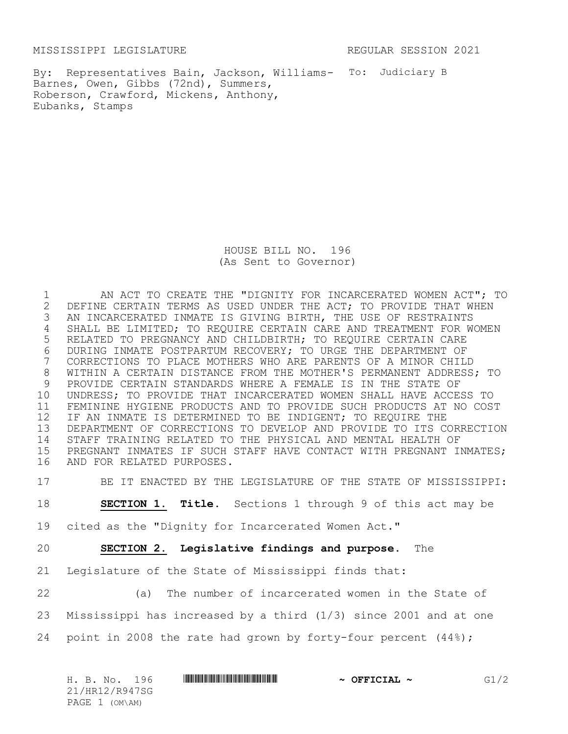MISSISSIPPI LEGISLATURE REGULAR SESSION 2021

By: Representatives Bain, Jackson, Williams-Barnes, Owen, Gibbs (72nd), Summers, Roberson, Crawford, Mickens, Anthony, Eubanks, Stamps

To: Judiciary B

# HOUSE BILL NO. 196
(As Sent to Governor)

AN ACT TO CREATE THE "DIGNITY FOR INCARCERATED WOMEN ACT"; TO DEFINE CERTAIN TERMS AS USED UNDER THE ACT; TO PROVIDE THAT WHEN AN INCARCERATED INMATE IS GIVING BIRTH, THE USE OF RESTRAINTS SHALL BE LIMITED; TO REQUIRE CERTAIN CARE AND TREATMENT FOR WOMEN RELATED TO PREGNANCY AND CHILDBIRTH; TO REQUIRE CERTAIN CARE DURING INMATE POSTPARTUM RECOVERY; TO URGE THE DEPARTMENT OF CORRECTIONS TO PLACE MOTHERS WHO ARE PARENTS OF A MINOR CHILD WITHIN A CERTAIN DISTANCE FROM THE MOTHER'S PERMANENT ADDRESS; TO PROVIDE CERTAIN STANDARDS WHERE A FEMALE IS IN THE STATE OF UNDRESS; TO PROVIDE THAT INCARCERATED WOMEN SHALL HAVE ACCESS TO FEMININE HYGIENE PRODUCTS AND TO PROVIDE SUCH PRODUCTS AT NO COST IF AN INMATE IS DETERMINED TO BE INDIGENT; TO REQUIRE THE DEPARTMENT OF CORRECTIONS TO DEVELOP AND PROVIDE TO ITS CORRECTION STAFF TRAINING RELATED TO THE PHYSICAL AND MENTAL HEALTH OF PREGNANT INMATES IF SUCH STAFF HAVE CONTACT WITH PREGNANT INMATES; AND FOR RELATED PURPOSES.

BE IT ENACTED BY THE LEGISLATURE OF THE STATE OF MISSISSIPPI:

**SECTION 1. Title.** Sections 1 through 9 of this act may be cited as the "Dignity for Incarcerated Women Act."

**SECTION 2. Legislative findings and purpose.** The Legislature of the State of Mississippi finds that:

(a) The number of incarcerated women in the State of Mississippi has increased by a third (1/3) since 2001 and at one point in 2008 the rate had grown by forty-four percent (44%);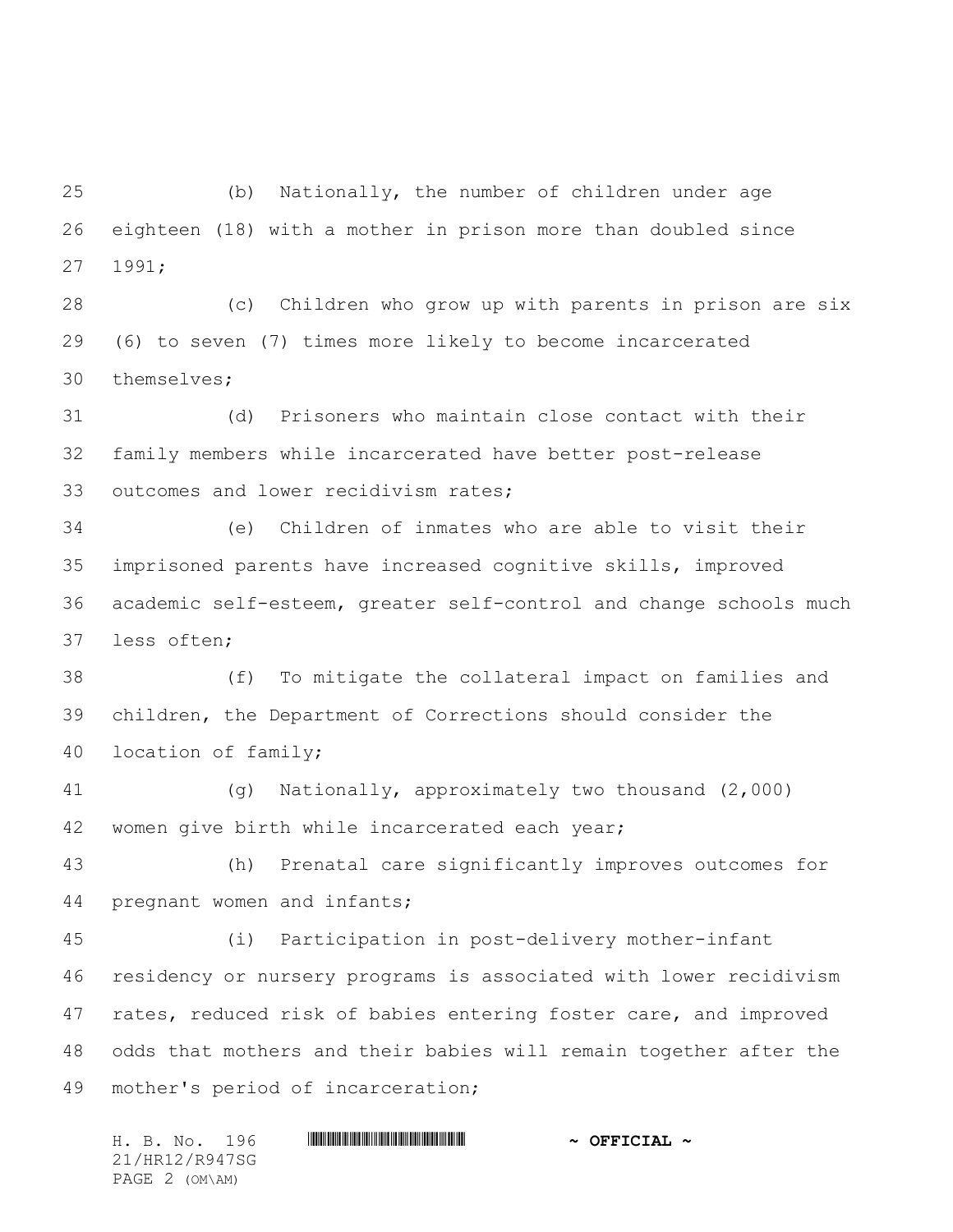(b) Nationally, the number of children under age eighteen (18) with a mother in prison more than doubled since 1991;

(c) Children who grow up with parents in prison are six (6) to seven (7) times more likely to become incarcerated themselves;

(d) Prisoners who maintain close contact with their family members while incarcerated have better post-release outcomes and lower recidivism rates;

(e) Children of inmates who are able to visit their imprisoned parents have increased cognitive skills, improved academic self-esteem, greater self-control and change schools much less often;

(f) To mitigate the collateral impact on families and children, the Department of Corrections should consider the location of family;

(g) Nationally, approximately two thousand (2,000) women give birth while incarcerated each year;

(h) Prenatal care significantly improves outcomes for pregnant women and infants;

(i) Participation in post-delivery mother-infant residency or nursery programs is associated with lower recidivism rates, reduced risk of babies entering foster care, and improved odds that mothers and their babies will remain together after the mother's period of incarceration;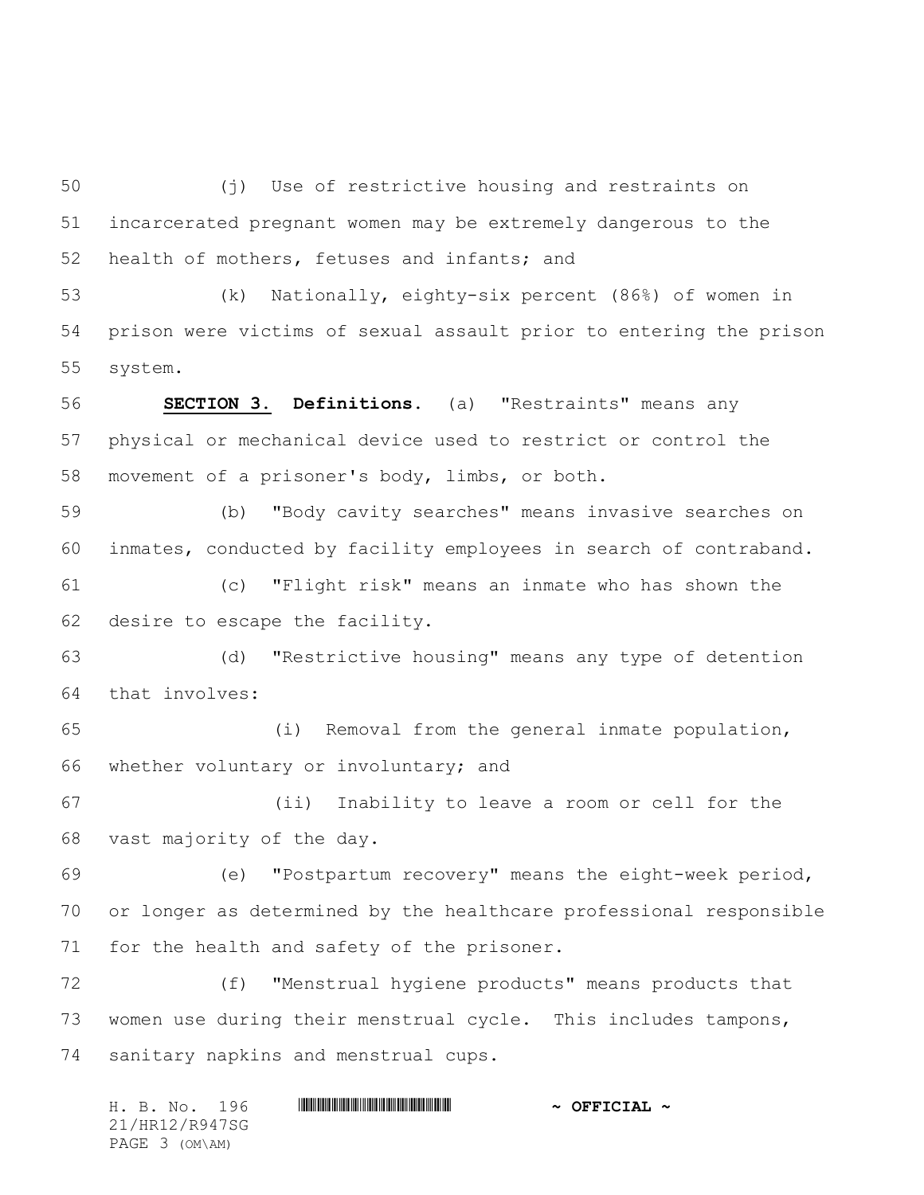(j) Use of restrictive housing and restraints on incarcerated pregnant women may be extremely dangerous to the health of mothers, fetuses and infants; and

(k) Nationally, eighty-six percent (86%) of women in prison were victims of sexual assault prior to entering the prison system.

**SECTION 3. Definitions.** (a) "Restraints" means any physical or mechanical device used to restrict or control the movement of a prisoner's body, limbs, or both.

(b) "Body cavity searches" means invasive searches on inmates, conducted by facility employees in search of contraband.

(c) "Flight risk" means an inmate who has shown the desire to escape the facility.

(d) "Restrictive housing" means any type of detention that involves:

(i) Removal from the general inmate population, whether voluntary or involuntary; and

(ii) Inability to leave a room or cell for the vast majority of the day.

(e) "Postpartum recovery" means the eight-week period, or longer as determined by the healthcare professional responsible for the health and safety of the prisoner.

(f) "Menstrual hygiene products" means products that women use during their menstrual cycle. This includes tampons, sanitary napkins and menstrual cups.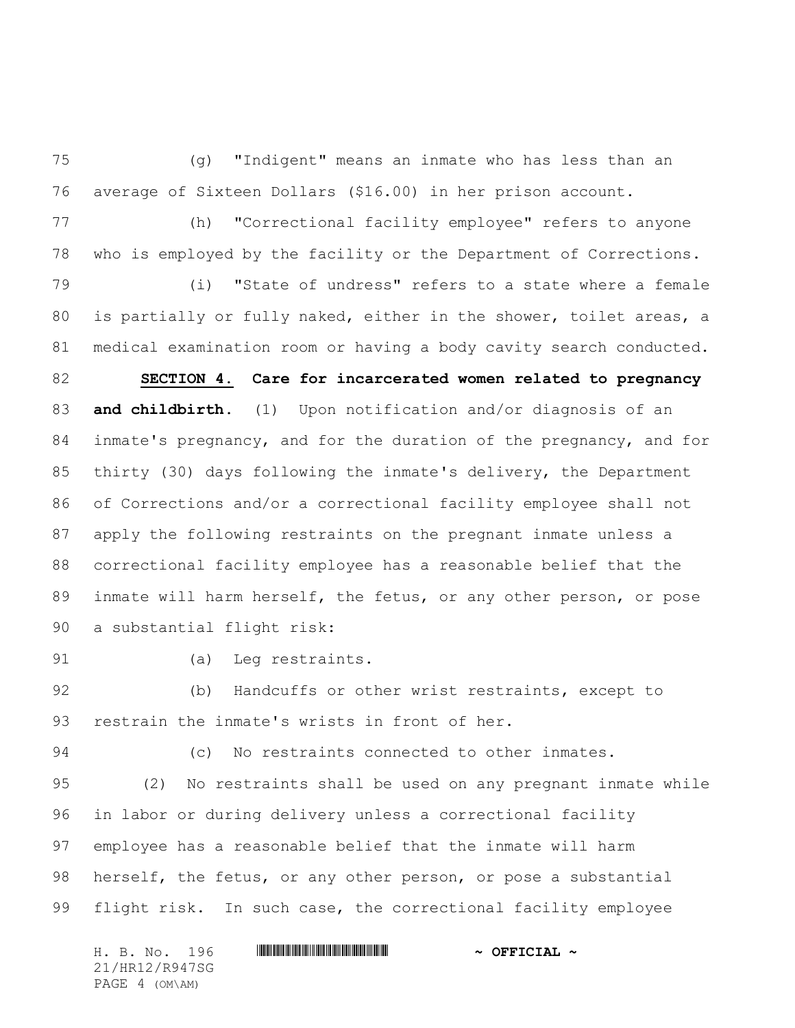(g) "Indigent" means an inmate who has less than an average of Sixteen Dollars ($16.00) in her prison account.

(h) "Correctional facility employee" refers to anyone who is employed by the facility or the Department of Corrections.

(i) "State of undress" refers to a state where a female is partially or fully naked, either in the shower, toilet areas, a medical examination room or having a body cavity search conducted.

**SECTION 4. Care for incarcerated women related to pregnancy and childbirth.** (1) Upon notification and/or diagnosis of an inmate's pregnancy, and for the duration of the pregnancy, and for thirty (30) days following the inmate's delivery, the Department of Corrections and/or a correctional facility employee shall not apply the following restraints on the pregnant inmate unless a correctional facility employee has a reasonable belief that the inmate will harm herself, the fetus, or any other person, or pose a substantial flight risk:

(a) Leg restraints.

(b) Handcuffs or other wrist restraints, except to restrain the inmate's wrists in front of her.

(c) No restraints connected to other inmates.

(2) No restraints shall be used on any pregnant inmate while in labor or during delivery unless a correctional facility employee has a reasonable belief that the inmate will harm herself, the fetus, or any other person, or pose a substantial flight risk. In such case, the correctional facility employee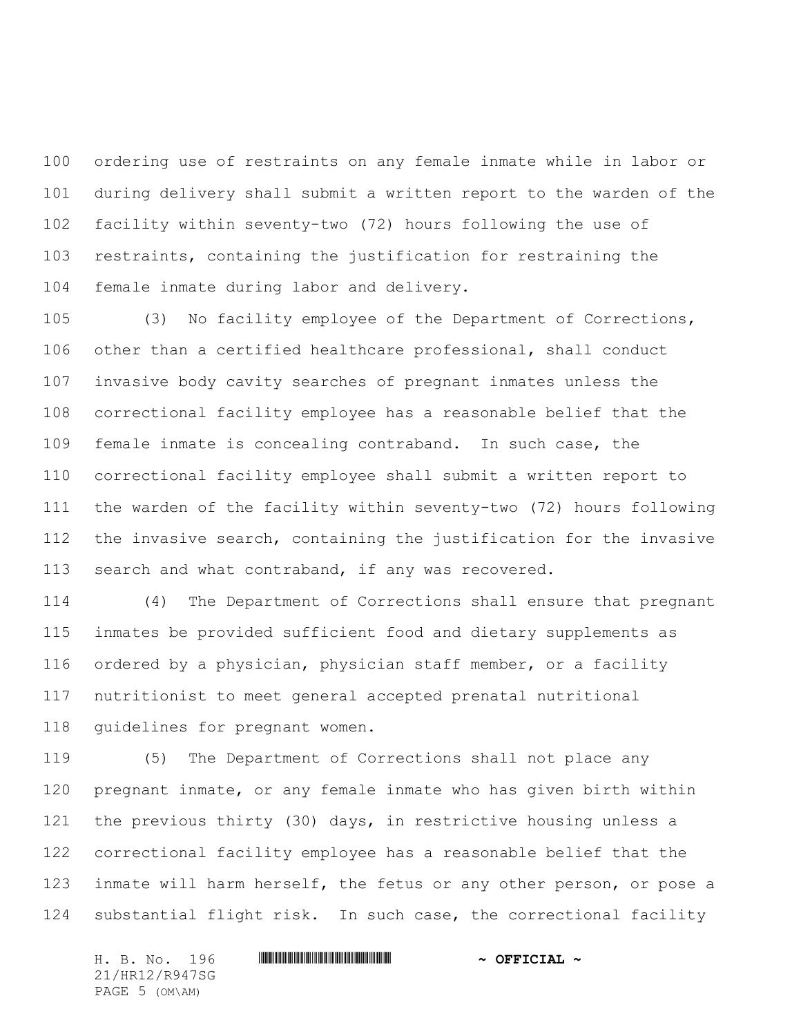ordering use of restraints on any female inmate while in labor or during delivery shall submit a written report to the warden of the facility within seventy-two (72) hours following the use of restraints, containing the justification for restraining the female inmate during labor and delivery.

(3) No facility employee of the Department of Corrections, other than a certified healthcare professional, shall conduct invasive body cavity searches of pregnant inmates unless the correctional facility employee has a reasonable belief that the female inmate is concealing contraband. In such case, the correctional facility employee shall submit a written report to the warden of the facility within seventy-two (72) hours following the invasive search, containing the justification for the invasive search and what contraband, if any was recovered.

(4) The Department of Corrections shall ensure that pregnant inmates be provided sufficient food and dietary supplements as ordered by a physician, physician staff member, or a facility nutritionist to meet general accepted prenatal nutritional guidelines for pregnant women.

(5) The Department of Corrections shall not place any pregnant inmate, or any female inmate who has given birth within the previous thirty (30) days, in restrictive housing unless a correctional facility employee has a reasonable belief that the inmate will harm herself, the fetus or any other person, or pose a substantial flight risk. In such case, the correctional facility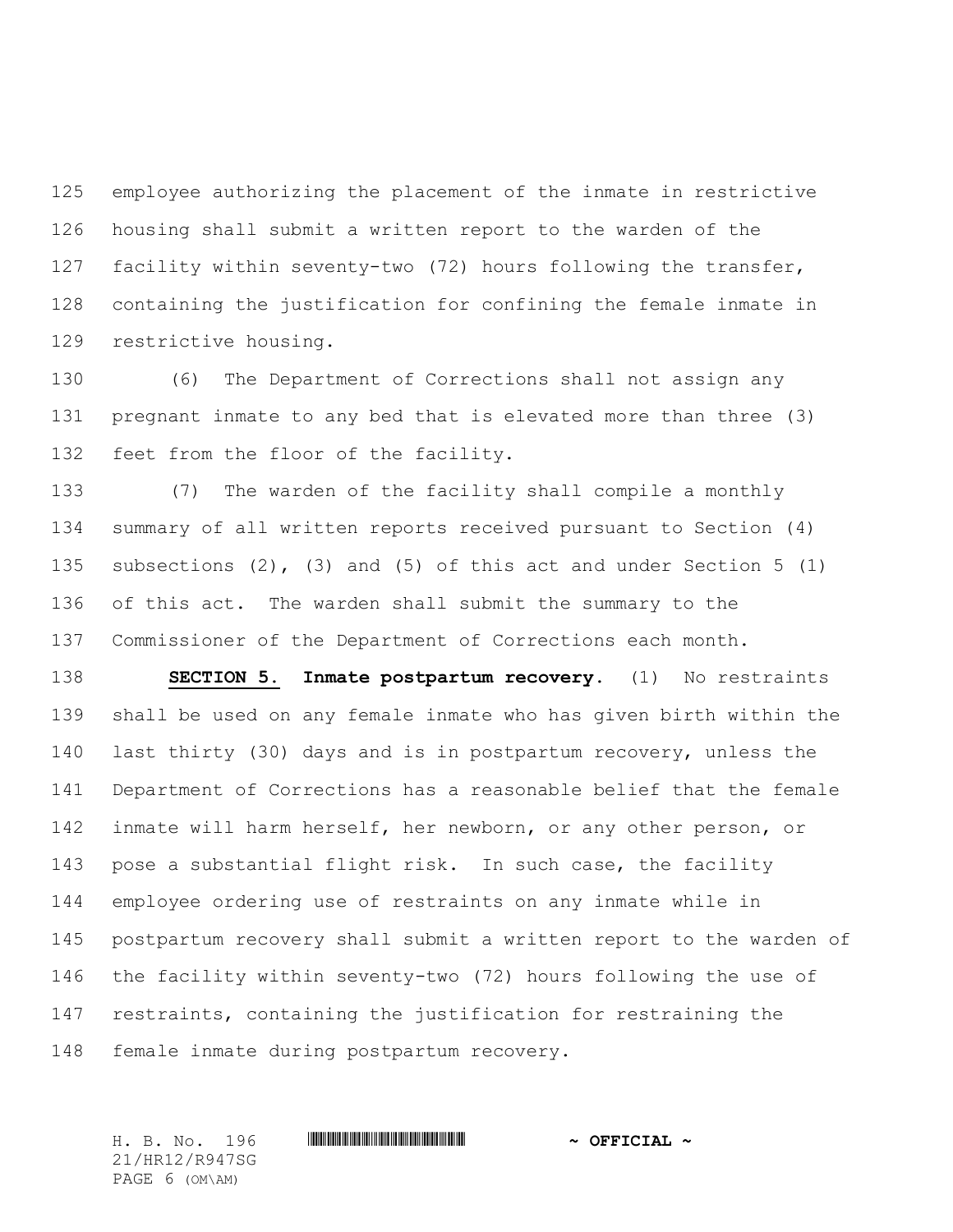employee authorizing the placement of the inmate in restrictive housing shall submit a written report to the warden of the facility within seventy-two (72) hours following the transfer, containing the justification for confining the female inmate in restrictive housing.

(6) The Department of Corrections shall not assign any pregnant inmate to any bed that is elevated more than three (3) feet from the floor of the facility.

(7) The warden of the facility shall compile a monthly summary of all written reports received pursuant to Section (4) subsections (2), (3) and (5) of this act and under Section 5 (1) of this act. The warden shall submit the summary to the Commissioner of the Department of Corrections each month.

**SECTION 5.** **Inmate postpartum recovery.** (1) No restraints shall be used on any female inmate who has given birth within the last thirty (30) days and is in postpartum recovery, unless the Department of Corrections has a reasonable belief that the female inmate will harm herself, her newborn, or any other person, or pose a substantial flight risk. In such case, the facility employee ordering use of restraints on any inmate while in postpartum recovery shall submit a written report to the warden of the facility within seventy-two (72) hours following the use of restraints, containing the justification for restraining the female inmate during postpartum recovery.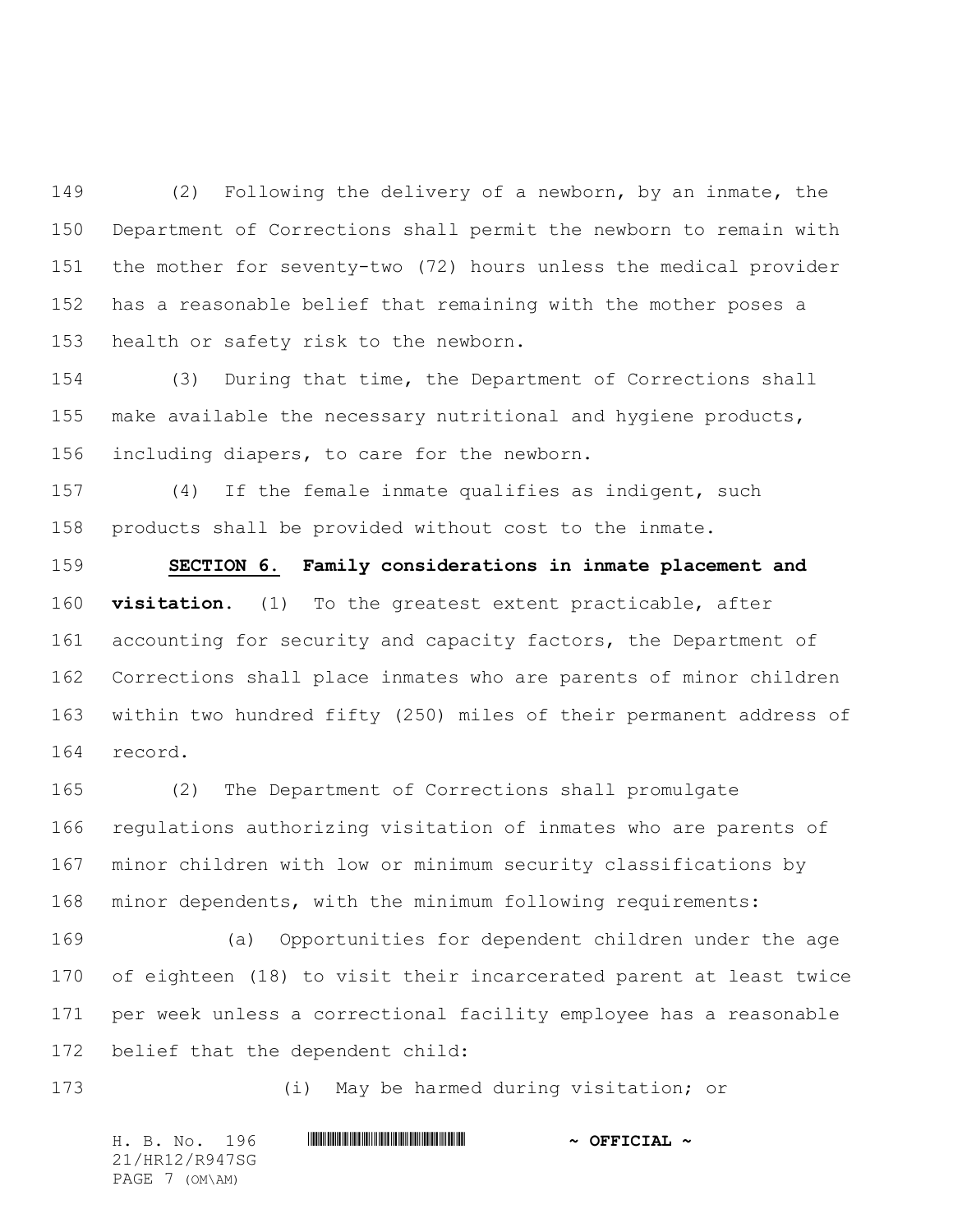(2) Following the delivery of a newborn, by an inmate, the Department of Corrections shall permit the newborn to remain with the mother for seventy-two (72) hours unless the medical provider has a reasonable belief that remaining with the mother poses a health or safety risk to the newborn.

(3) During that time, the Department of Corrections shall make available the necessary nutritional and hygiene products, including diapers, to care for the newborn.

(4) If the female inmate qualifies as indigent, such products shall be provided without cost to the inmate.

**SECTION 6. Family considerations in inmate placement and visitation.** (1) To the greatest extent practicable, after accounting for security and capacity factors, the Department of Corrections shall place inmates who are parents of minor children within two hundred fifty (250) miles of their permanent address of record.

(2) The Department of Corrections shall promulgate regulations authorizing visitation of inmates who are parents of minor children with low or minimum security classifications by minor dependents, with the minimum following requirements:

(a) Opportunities for dependent children under the age of eighteen (18) to visit their incarcerated parent at least twice per week unless a correctional facility employee has a reasonable belief that the dependent child:

(i) May be harmed during visitation; or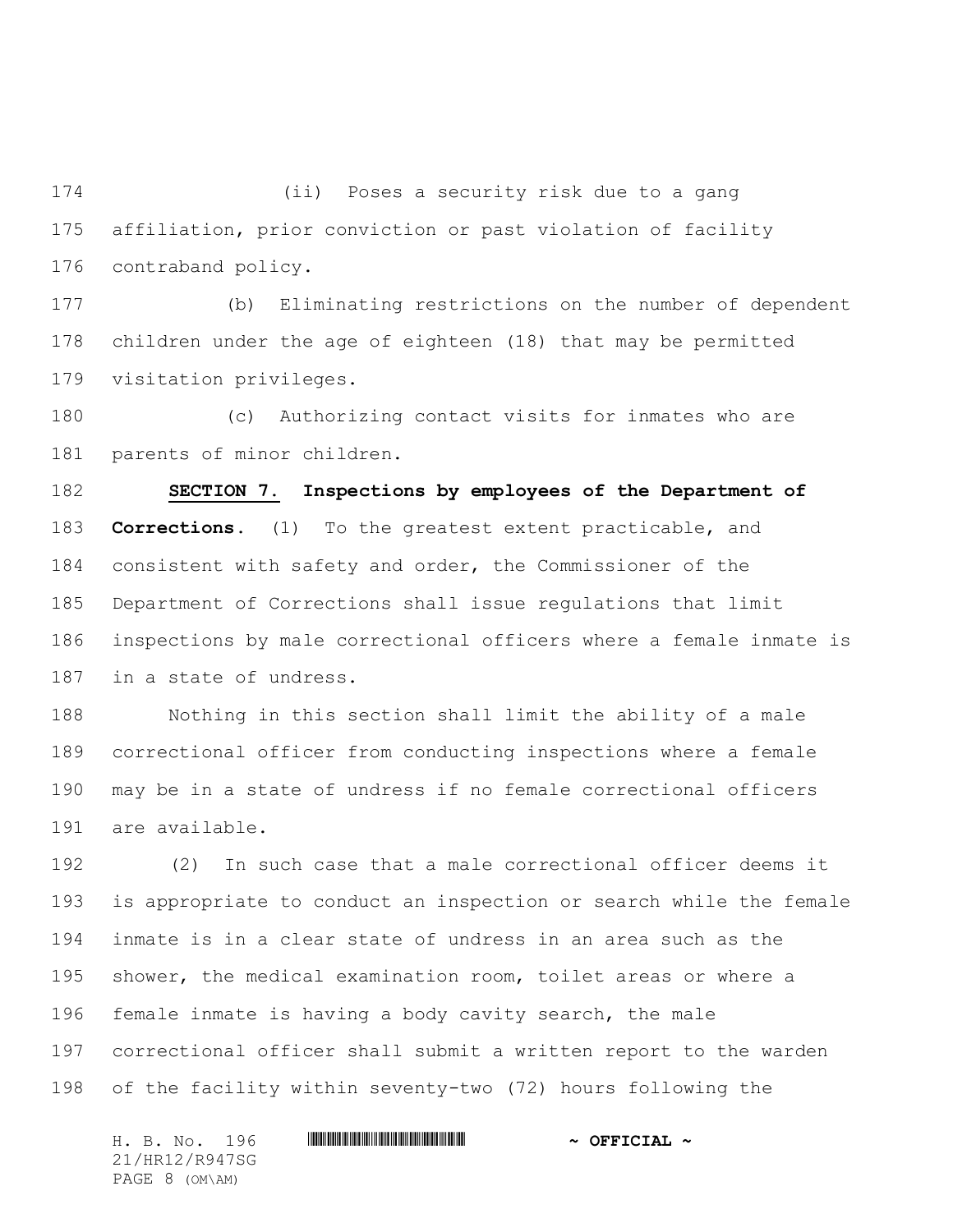(ii) Poses a security risk due to a gang affiliation, prior conviction or past violation of facility contraband policy.

(b) Eliminating restrictions on the number of dependent children under the age of eighteen (18) that may be permitted visitation privileges.

(c) Authorizing contact visits for inmates who are parents of minor children.

**SECTION 7.** **Inspections by employees of the Department of Corrections.** (1) To the greatest extent practicable, and consistent with safety and order, the Commissioner of the Department of Corrections shall issue regulations that limit inspections by male correctional officers where a female inmate is in a state of undress.

Nothing in this section shall limit the ability of a male correctional officer from conducting inspections where a female may be in a state of undress if no female correctional officers are available.

(2) In such case that a male correctional officer deems it is appropriate to conduct an inspection or search while the female inmate is in a clear state of undress in an area such as the shower, the medical examination room, toilet areas or where a female inmate is having a body cavity search, the male correctional officer shall submit a written report to the warden of the facility within seventy-two (72) hours following the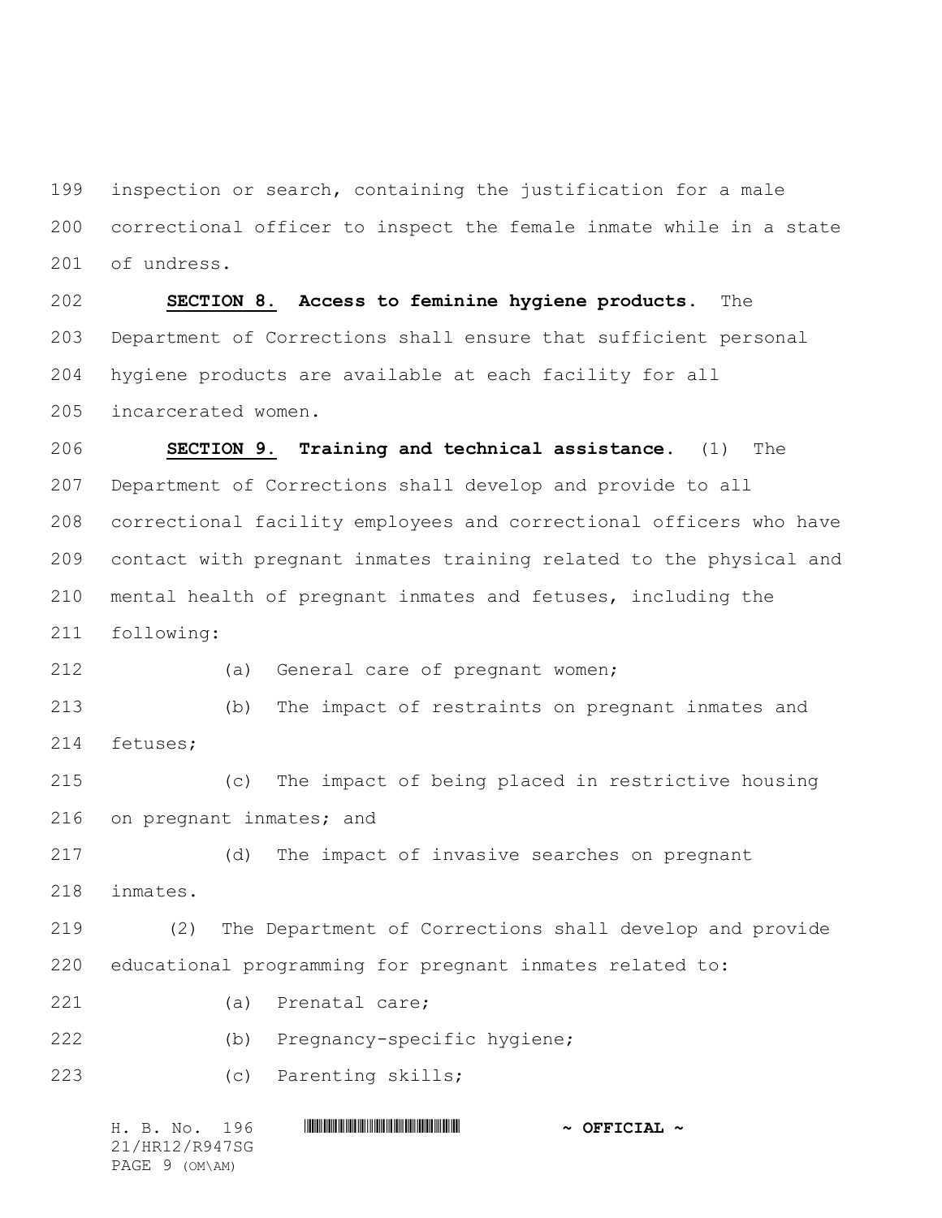inspection or search, containing the justification for a male correctional officer to inspect the female inmate while in a state of undress.

**SECTION 8.** **Access to feminine hygiene products.** The Department of Corrections shall ensure that sufficient personal hygiene products are available at each facility for all incarcerated women.

**SECTION 9.** **Training and technical assistance.** (1) The Department of Corrections shall develop and provide to all correctional facility employees and correctional officers who have contact with pregnant inmates training related to the physical and mental health of pregnant inmates and fetuses, including the following:

(a) General care of pregnant women;

(b) The impact of restraints on pregnant inmates and fetuses;

(c) The impact of being placed in restrictive housing on pregnant inmates; and

(d) The impact of invasive searches on pregnant inmates.

(2) The Department of Corrections shall develop and provide educational programming for pregnant inmates related to:

(a) Prenatal care;

(b) Pregnancy-specific hygiene;

(c) Parenting skills;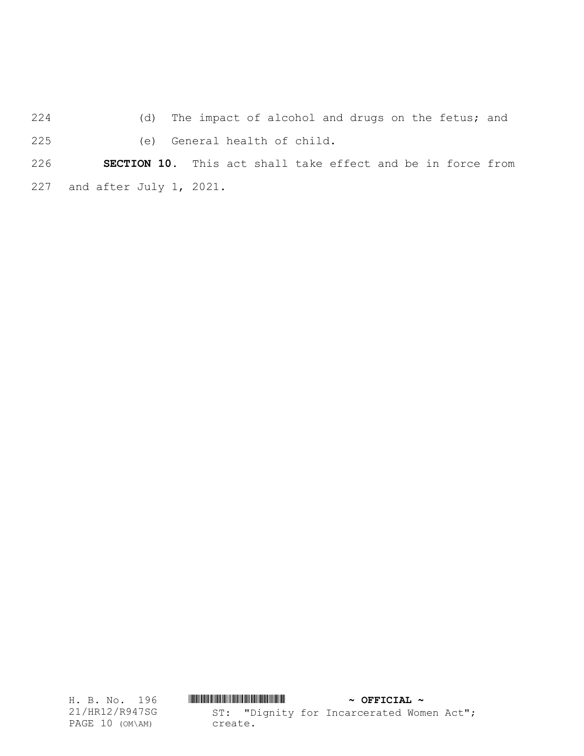(d) The impact of alcohol and drugs on the fetus; and

(e) General health of child.

**SECTION 10.** This act shall take effect and be in force from and after July 1, 2021.